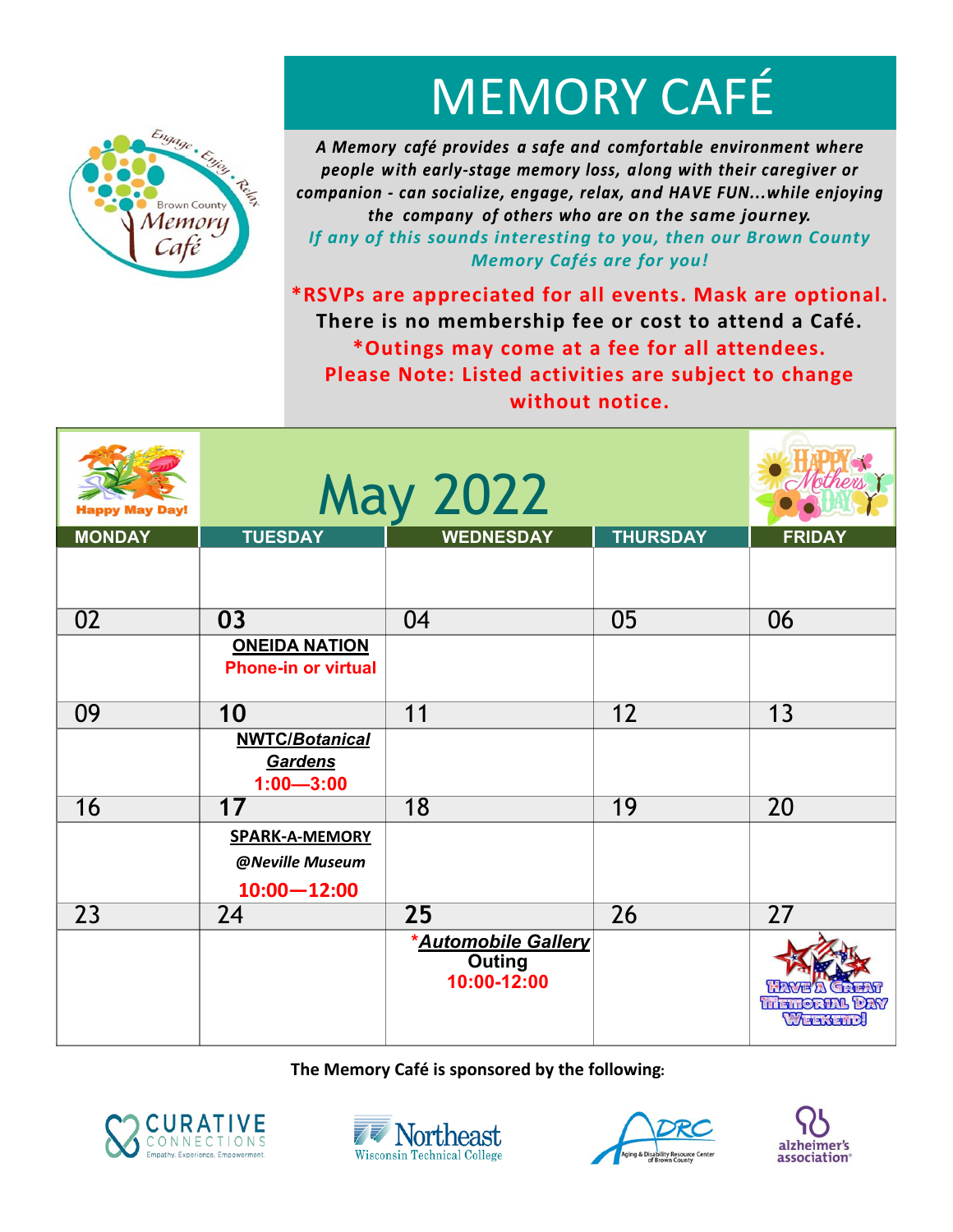# MEMORY CAFÉ

*A Memory café provides a safe and comfortable environment where people with early-stage memory loss, along with their caregiver or companion - can socialize, engage, relax, and HAVE FUN...while enjoying the company of others who are on the same journey.*

*If any of this sounds interesting to you, then our Brown County Memory Cafés are for you!*

**\*RSVPs are appreciated for all events. Mask are optional.**

**There is no membership fee or cost to attend a Café.**

**\*Outings may come at a fee for all attendees.**

**Please Note: Listed activities are subject to change without notice.**

## May 2022

Happy May Day! | Happy Mother's Day

| MONDAY | TUESDAY | WEDNESDAY | THURSDAY | FRIDAY |
| --- | --- | --- | --- | --- |
| | | | | |
| 02 | **03** **ONEIDA NATION** Phone-in or virtual | 04 | 05 | 06 |
| 09 | **10** **NWTC/*Botanical Gardens*** 1:00—3:00 | 11 | 12 | 13 |
| 16 | **17** **SPARK-A-MEMORY** *@Neville Museum* 10:00—12:00 | 18 | 19 | 20 |
| 23 | 24 | **25** ***Automobile Gallery* Outing** 10:00-12:00 | 26 | 27 Have A Great Memorial Day Weekend! |

**The Memory Café is sponsored by the following:**

Curative Connections — Empathy. Experience. Empowerment. | Northeast Wisconsin Technical College | ADRC Aging & Disability Resource Center of Brown County | alzheimer's association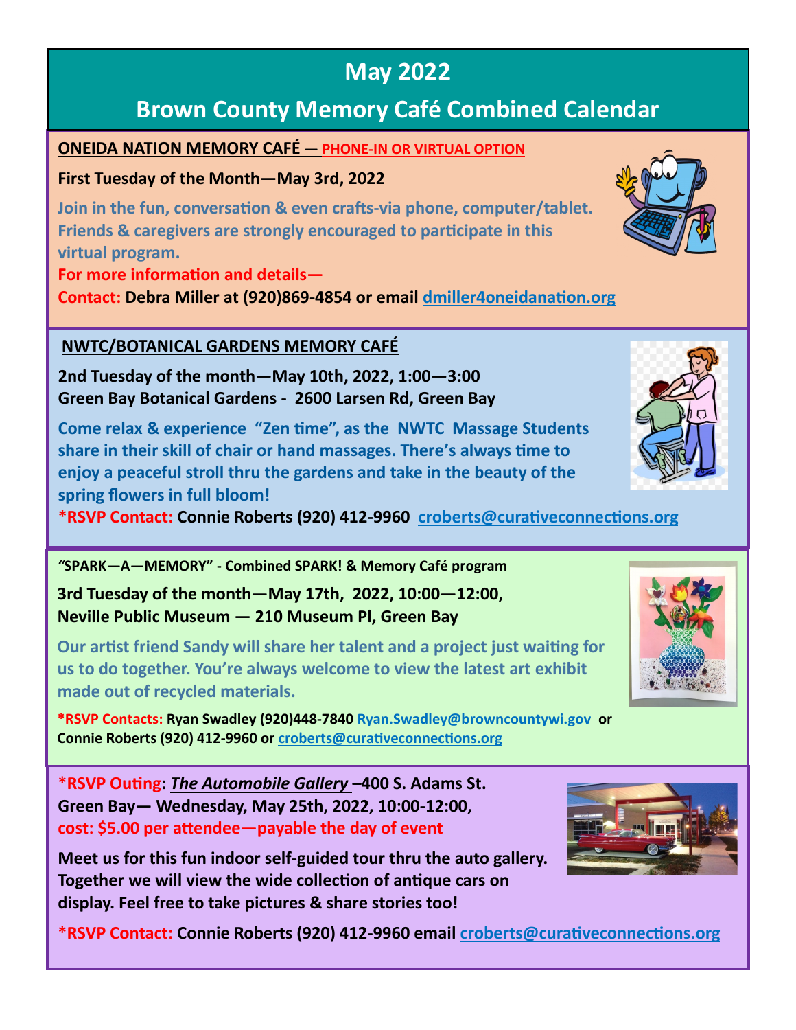# May 2022

# Brown County Memory Café Combined Calendar

**ONEIDA NATION MEMORY CAFÉ — PHONE-IN OR VIRTUAL OPTION**

**First Tuesday of the Month—May 3rd, 2022**

**Join in the fun, conversation & even crafts-via phone, computer/tablet. Friends & caregivers are strongly encouraged to participate in this virtual program.**

**For more information and details—**

**Contact: Debra Miller at (920)869-4854 or email dmiller4oneidanation.org**

**NWTC/BOTANICAL GARDENS MEMORY CAFÉ**

**2nd Tuesday of the month—May 10th, 2022, 1:00—3:00**
**Green Bay Botanical Gardens - 2600 Larsen Rd, Green Bay**

**Come relax & experience "Zen time", as the NWTC Massage Students share in their skill of chair or hand massages. There's always time to enjoy a peaceful stroll thru the gardens and take in the beauty of the spring flowers in full bloom!**

**\*RSVP Contact: Connie Roberts (920) 412-9960 croberts@curativeconnections.org**

***"SPARK—A—MEMORY"* - Combined SPARK! & Memory Café program**

**3rd Tuesday of the month—May 17th, 2022, 10:00—12:00,**
**Neville Public Museum — 210 Museum Pl, Green Bay**

**Our artist friend Sandy will share her talent and a project just waiting for us to do together. You're always welcome to view the latest art exhibit made out of recycled materials.**

**\*RSVP Contacts: Ryan Swadley (920)448-7840 Ryan.Swadley@browncountywi.gov or Connie Roberts (920) 412-9960 or croberts@curativeconnections.org**

**\*RSVP Outing: *The Automobile Gallery* –400 S. Adams St. Green Bay— Wednesday, May 25th, 2022, 10:00-12:00, cost: $5.00 per attendee—payable the day of event**

**Meet us for this fun indoor self-guided tour thru the auto gallery. Together we will view the wide collection of antique cars on display. Feel free to take pictures & share stories too!**

**\*RSVP Contact: Connie Roberts (920) 412-9960 email croberts@curativeconnections.org**